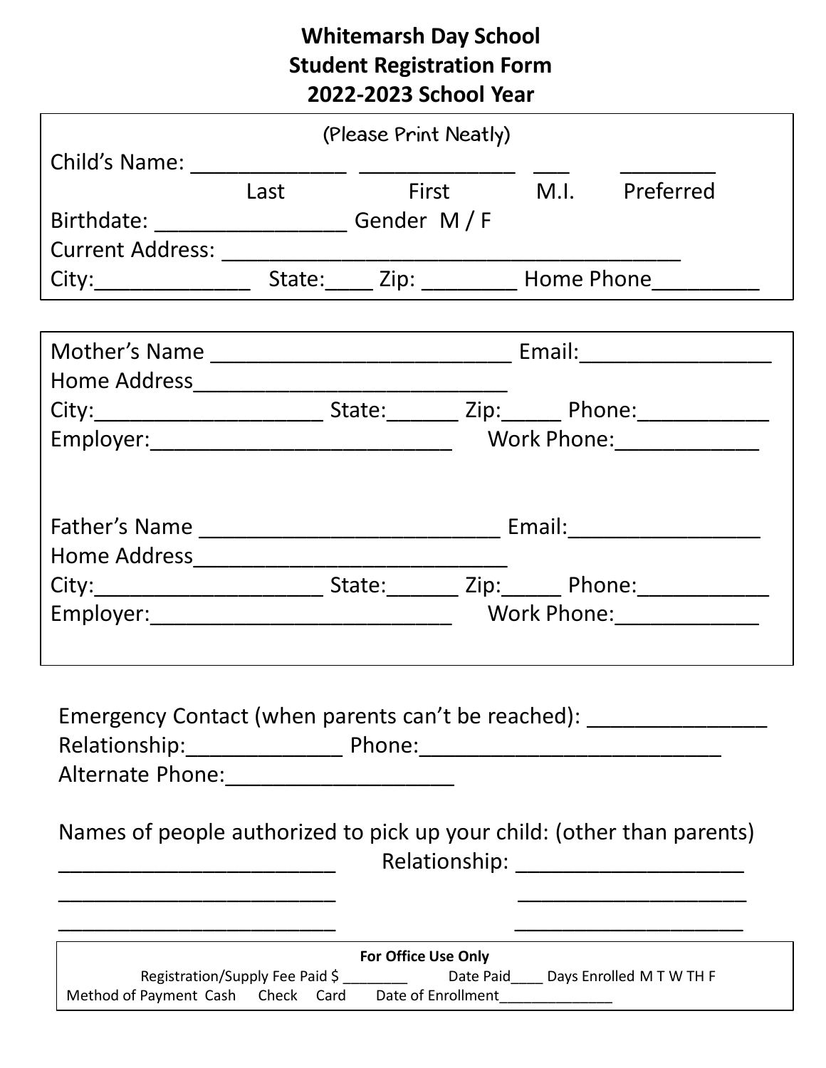# Whitemarsh Day School
## Student Registration Form
## 2022-2023 School Year

(Please Print Neatly)

Child's Name: _____________ _____________ ___ ________
Last First M.I. Preferred

Birthdate: ________________ Gender M / F

Current Address: ________________________________________

City:_____________ State:____ Zip: ________ Home Phone_________

---

Mother's Name _________________________ Email:________________

Home Address___________________________

City:___________________ State:______ Zip:_____ Phone:___________

Employer:_________________________ Work Phone:____________

Father's Name _________________________ Email:________________

Home Address___________________________

City:___________________ State:______ Zip:_____ Phone:___________

Employer:_________________________ Work Phone:____________

---

Emergency Contact (when parents can't be reached): _______________

Relationship:_____________ Phone:_________________________

Alternate Phone:___________________

Names of people authorized to pick up your child: (other than parents)

________________________ Relationship: ____________________

________________________ ____________________

________________________ ____________________

---

**For Office Use Only**

Registration/Supply Fee Paid $ ________ Date Paid____ Days Enrolled M T W TH F

Method of Payment Cash Check Card Date of Enrollment______________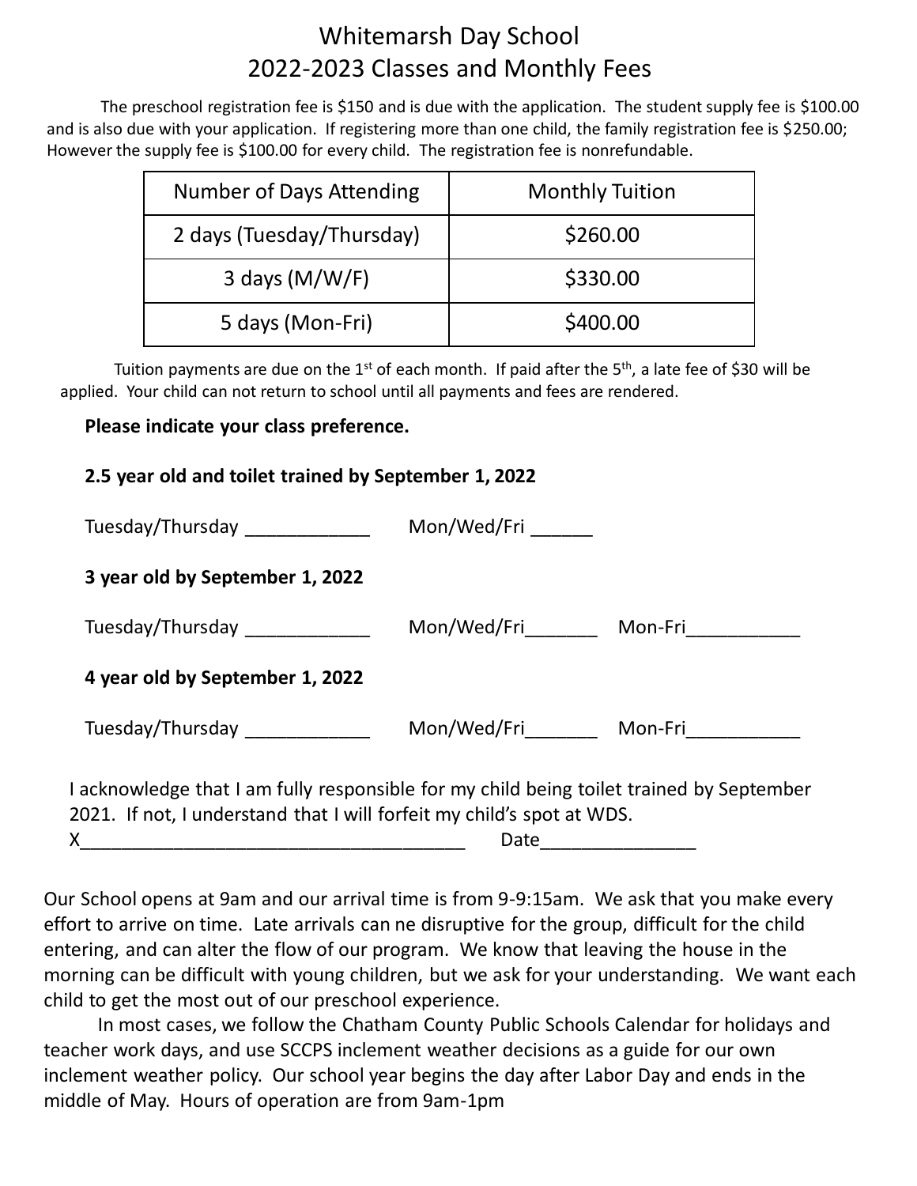# Whitemarsh Day School
## 2022-2023 Classes and Monthly Fees

The preschool registration fee is $150 and is due with the application. The student supply fee is $100.00 and is also due with your application. If registering more than one child, the family registration fee is $250.00; However the supply fee is $100.00 for every child. The registration fee is nonrefundable.

| Number of Days Attending | Monthly Tuition |
|---|---|
| 2 days (Tuesday/Thursday) | $260.00 |
| 3 days (M/W/F) | $330.00 |
| 5 days (Mon-Fri) | $400.00 |

Tuition payments are due on the 1st of each month. If paid after the 5th, a late fee of $30 will be applied. Your child can not return to school until all payments and fees are rendered.

**Please indicate your class preference.**

**2.5 year old and toilet trained by September 1, 2022**

Tuesday/Thursday ____________ Mon/Wed/Fri ______

**3 year old by September 1, 2022**

Tuesday/Thursday ____________ Mon/Wed/Fri_______ Mon-Fri___________

**4 year old by September 1, 2022**

Tuesday/Thursday ____________ Mon/Wed/Fri_______ Mon-Fri___________

I acknowledge that I am fully responsible for my child being toilet trained by September 2021. If not, I understand that I will forfeit my child's spot at WDS.

X______________________________________ Date_______________

Our School opens at 9am and our arrival time is from 9-9:15am. We ask that you make every effort to arrive on time. Late arrivals can ne disruptive for the group, difficult for the child entering, and can alter the flow of our program. We know that leaving the house in the morning can be difficult with young children, but we ask for your understanding. We want each child to get the most out of our preschool experience.

In most cases, we follow the Chatham County Public Schools Calendar for holidays and teacher work days, and use SCCPS inclement weather decisions as a guide for our own inclement weather policy. Our school year begins the day after Labor Day and ends in the middle of May. Hours of operation are from 9am-1pm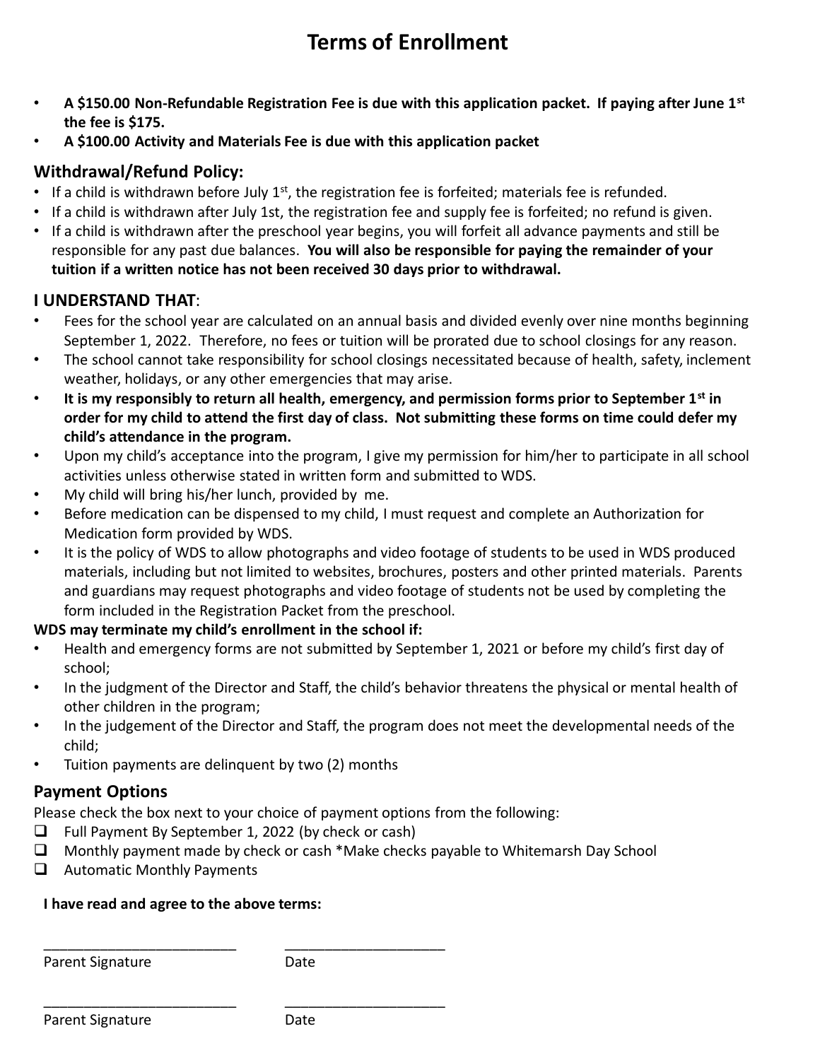# Terms of Enrollment

- **A $150.00 Non-Refundable Registration Fee is due with this application packet. If paying after June 1st the fee is $175.**
- **A $100.00 Activity and Materials Fee is due with this application packet**

## Withdrawal/Refund Policy:

- If a child is withdrawn before July 1st, the registration fee is forfeited; materials fee is refunded.
- If a child is withdrawn after July 1st, the registration fee and supply fee is forfeited; no refund is given.
- If a child is withdrawn after the preschool year begins, you will forfeit all advance payments and still be responsible for any past due balances. **You will also be responsible for paying the remainder of your tuition if a written notice has not been received 30 days prior to withdrawal.**

## I UNDERSTAND THAT:

- Fees for the school year are calculated on an annual basis and divided evenly over nine months beginning September 1, 2022. Therefore, no fees or tuition will be prorated due to school closings for any reason.
- The school cannot take responsibility for school closings necessitated because of health, safety, inclement weather, holidays, or any other emergencies that may arise.
- **It is my responsibly to return all health, emergency, and permission forms prior to September 1st in order for my child to attend the first day of class. Not submitting these forms on time could defer my child's attendance in the program.**
- Upon my child's acceptance into the program, I give my permission for him/her to participate in all school activities unless otherwise stated in written form and submitted to WDS.
- My child will bring his/her lunch, provided by me.
- Before medication can be dispensed to my child, I must request and complete an Authorization for Medication form provided by WDS.
- It is the policy of WDS to allow photographs and video footage of students to be used in WDS produced materials, including but not limited to websites, brochures, posters and other printed materials. Parents and guardians may request photographs and video footage of students not be used by completing the form included in the Registration Packet from the preschool.

**WDS may terminate my child's enrollment in the school if:**

- Health and emergency forms are not submitted by September 1, 2021 or before my child's first day of school;
- In the judgment of the Director and Staff, the child's behavior threatens the physical or mental health of other children in the program;
- In the judgement of the Director and Staff, the program does not meet the developmental needs of the child;
- Tuition payments are delinquent by two (2) months

## Payment Options

Please check the box next to your choice of payment options from the following:

- ❑ Full Payment By September 1, 2022 (by check or cash)
- ❑ Monthly payment made by check or cash *Make checks payable to Whitemarsh Day School
- ❑ Automatic Monthly Payments

**I have read and agree to the above terms:**

\_\_\_\_\_\_\_\_\_\_\_\_\_\_\_\_\_\_\_\_\_\_\_\_\_ \_\_\_\_\_\_\_\_\_\_\_\_\_\_\_\_\_\_\_\_

Parent Signature Date

\_\_\_\_\_\_\_\_\_\_\_\_\_\_\_\_\_\_\_\_\_\_\_\_\_ \_\_\_\_\_\_\_\_\_\_\_\_\_\_\_\_\_\_\_\_

Parent Signature Date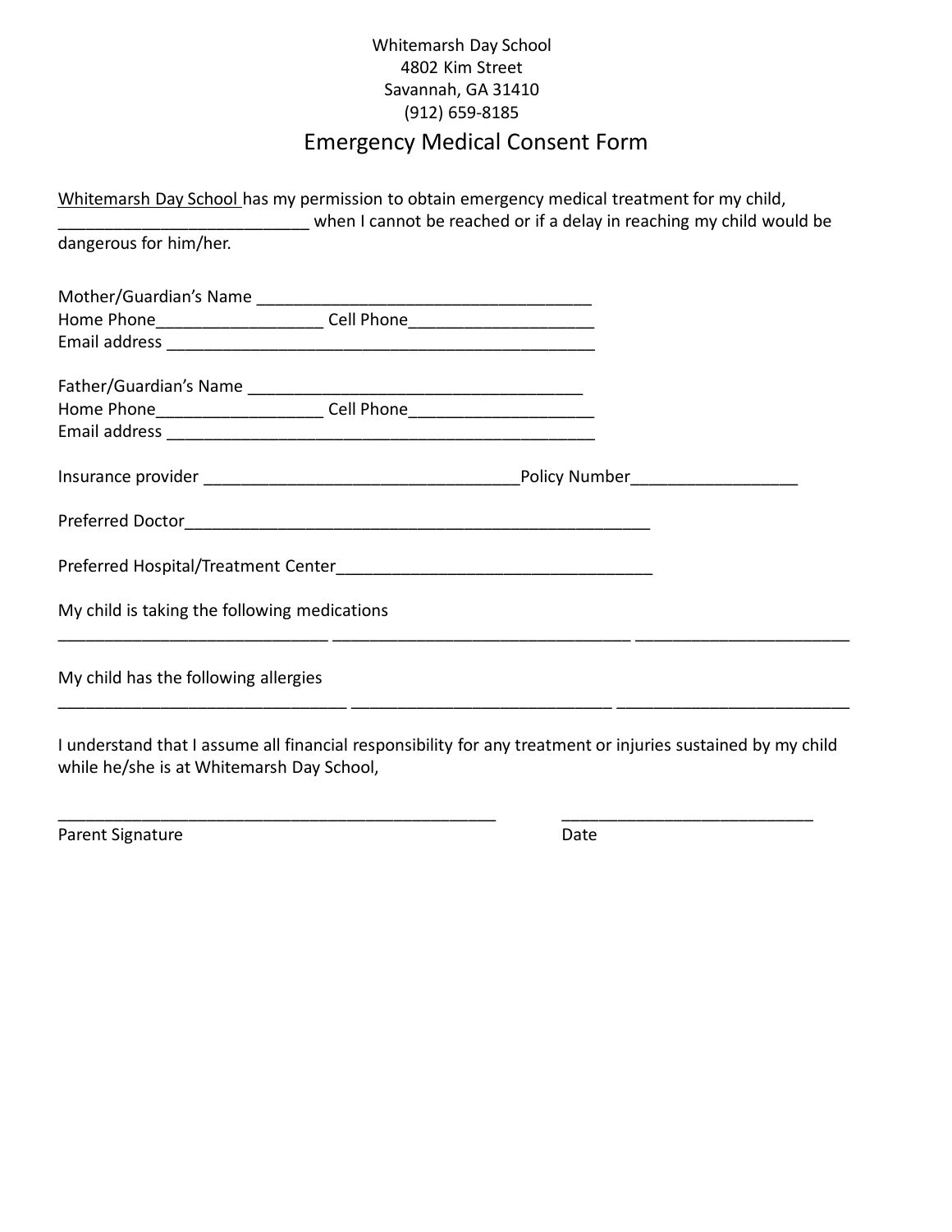Whitemarsh Day School
4802 Kim Street
Savannah, GA 31410
(912) 659-8185

# Emergency Medical Consent Form

Whitemarsh Day School has my permission to obtain emergency medical treatment for my child, ___________________________ when I cannot be reached or if a delay in reaching my child would be dangerous for him/her.

Mother/Guardian's Name _____________________________________
Home Phone__________________ Cell Phone____________________
Email address ________________________________________________

Father/Guardian's Name _____________________________________
Home Phone__________________ Cell Phone____________________
Email address ________________________________________________

Insurance provider ___________________________________Policy Number__________________

Preferred Doctor___________________________________________________

Preferred Hospital/Treatment Center___________________________________

My child is taking the following medications

_____________________________ ________________________________ ________________________

My child has the following allergies

_______________________________ ____________________________ _________________________

I understand that I assume all financial responsibility for any treatment or injuries sustained by my child while he/she is at Whitemarsh Day School,

_________________________________________________ ____________________________
Parent Signature Date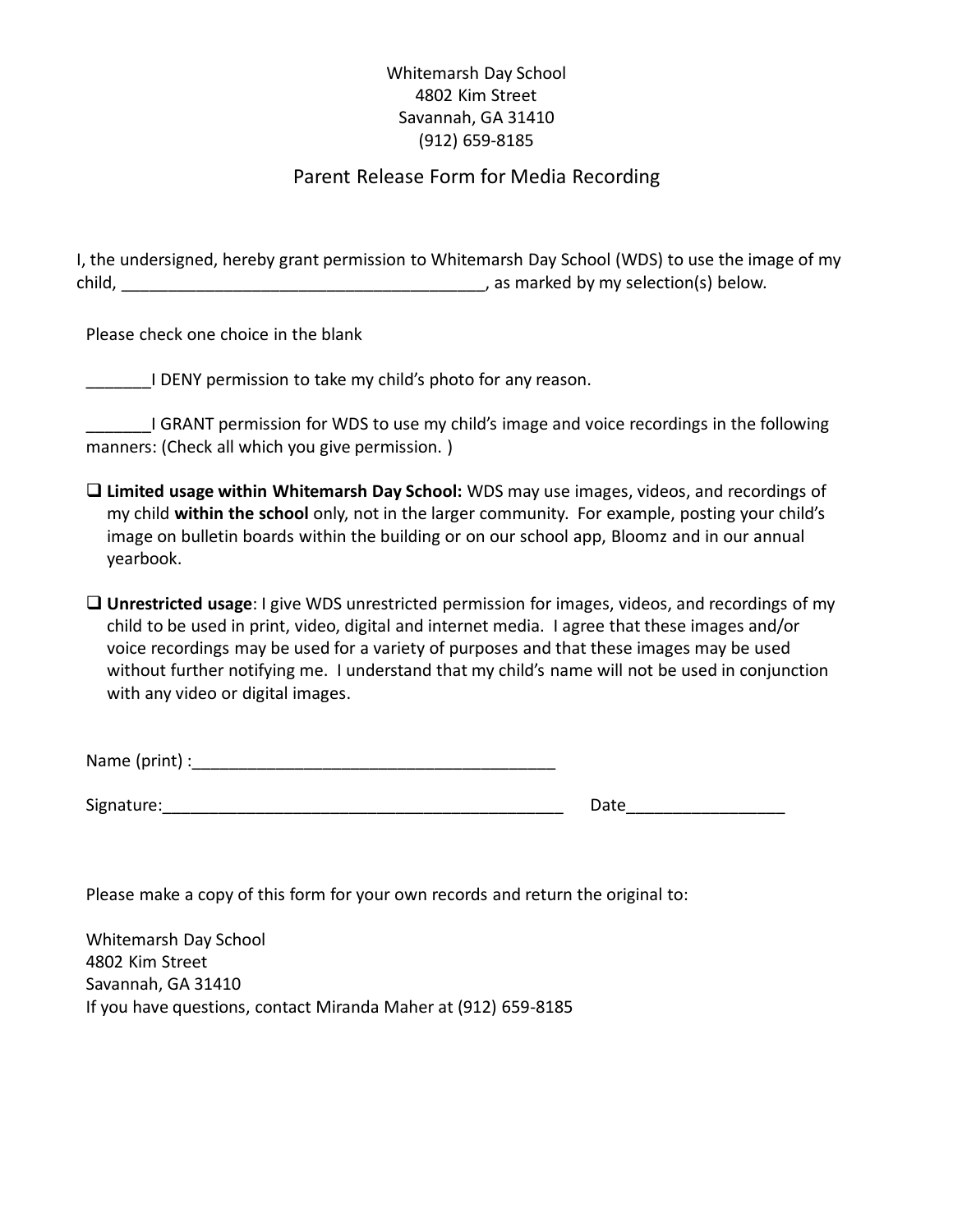Whitemarsh Day School
4802 Kim Street
Savannah, GA 31410
(912) 659-8185

## Parent Release Form for Media Recording

I, the undersigned, hereby grant permission to Whitemarsh Day School (WDS) to use the image of my child, ________________________________________, as marked by my selection(s) below.

Please check one choice in the blank

_______I DENY permission to take my child's photo for any reason.

_______I GRANT permission for WDS to use my child's image and voice recordings in the following manners: (Check all which you give permission. )

- ☐ **Limited usage within Whitemarsh Day School:** WDS may use images, videos, and recordings of my child **within the school** only, not in the larger community. For example, posting your child's image on bulletin boards within the building or on our school app, Bloomz and in our annual yearbook.

- ☐ **Unrestricted usage**: I give WDS unrestricted permission for images, videos, and recordings of my child to be used in print, video, digital and internet media. I agree that these images and/or voice recordings may be used for a variety of purposes and that these images may be used without further notifying me. I understand that my child's name will not be used in conjunction with any video or digital images.

Name (print) :________________________________________

Signature:_____________________________________________ Date_________________

Please make a copy of this form for your own records and return the original to:

Whitemarsh Day School
4802 Kim Street
Savannah, GA 31410
If you have questions, contact Miranda Maher at (912) 659-8185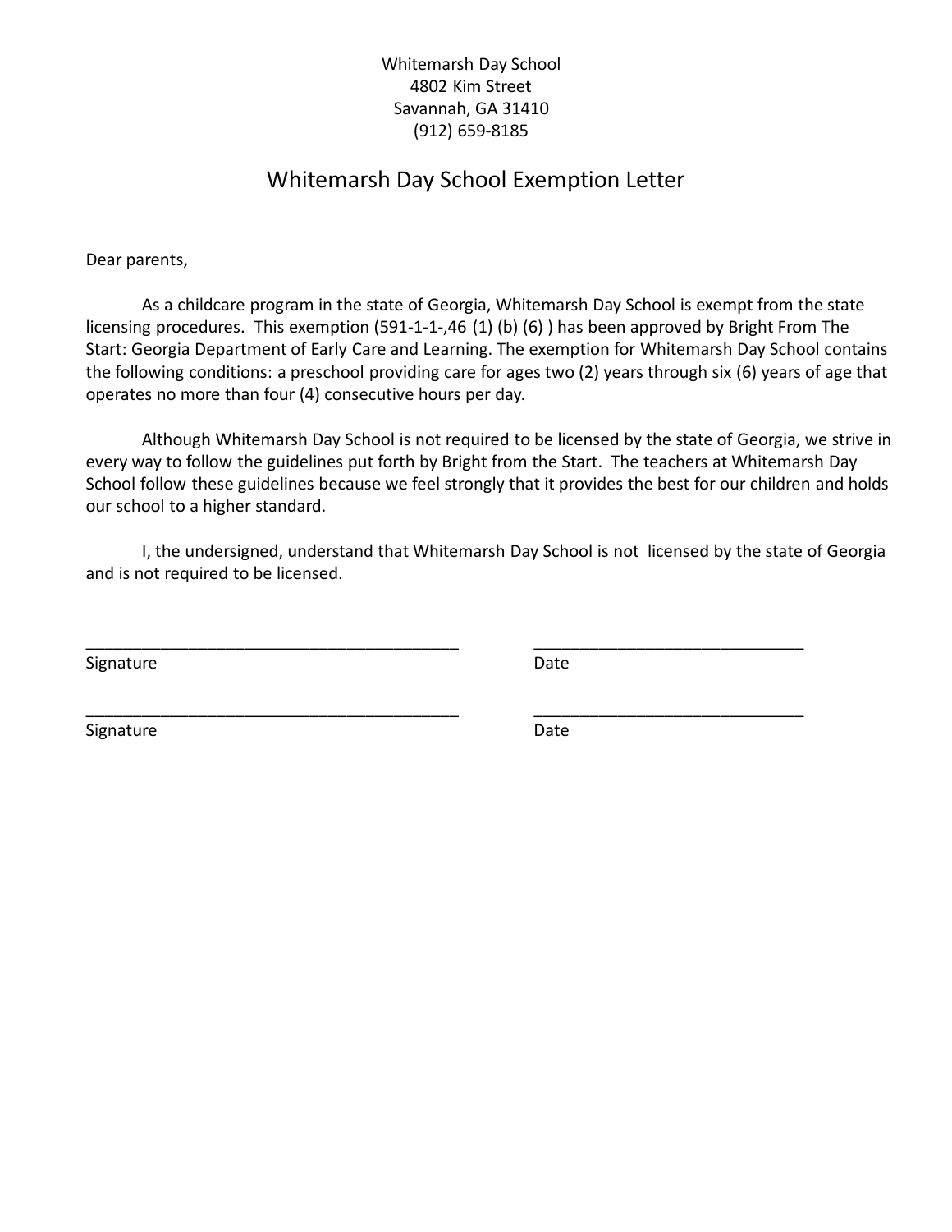Whitemarsh Day School
4802 Kim Street
Savannah, GA 31410
(912) 659-8185

# Whitemarsh Day School Exemption Letter

Dear parents,

As a childcare program in the state of Georgia, Whitemarsh Day School is exempt from the state licensing procedures. This exemption (591-1-1-,46 (1) (b) (6) ) has been approved by Bright From The Start: Georgia Department of Early Care and Learning. The exemption for Whitemarsh Day School contains the following conditions: a preschool providing care for ages two (2) years through six (6) years of age that operates no more than four (4) consecutive hours per day.

Although Whitemarsh Day School is not required to be licensed by the state of Georgia, we strive in every way to follow the guidelines put forth by Bright from the Start. The teachers at Whitemarsh Day School follow these guidelines because we feel strongly that it provides the best for our children and holds our school to a higher standard.

I, the undersigned, understand that Whitemarsh Day School is not licensed by the state of Georgia and is not required to be licensed.

_________________________________________ ______________________________
Signature Date

_________________________________________ ______________________________
Signature Date